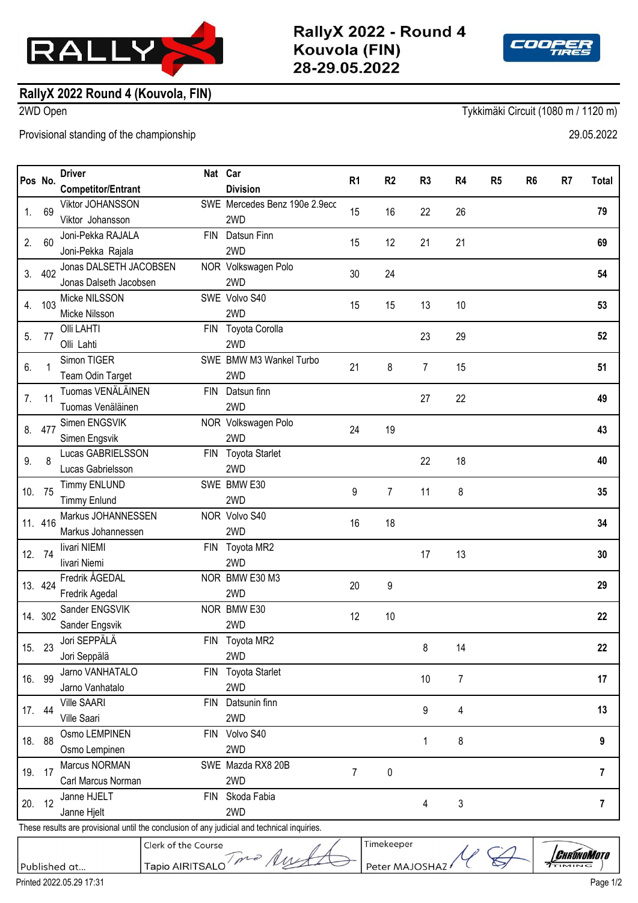# RallyX 2022 - Round 4
# Kouvola (FIN)
# 28-29.05.2022

## RallyX 2022 Round 4 (Kouvola, FIN)

2WD Open

Tykkimäki Circuit (1080 m / 1120 m)

Provisional standing of the championship

29.05.2022

| Pos | No. | Driver / Competitor/Entrant | Nat | Car / Division | R1 | R2 | R3 | R4 | R5 | R6 | R7 | Total |
|---|---|---|---|---|---|---|---|---|---|---|---|---|
| 1. | 69 | Viktor JOHANSSON / Viktor Johansson | SWE | Mercedes Benz 190e 2.9ecc / 2WD | 15 | 16 | 22 | 26 | | | | **79** |
| 2. | 60 | Joni-Pekka RAJALA / Joni-Pekka Rajala | FIN | Datsun Finn / 2WD | 15 | 12 | 21 | 21 | | | | **69** |
| 3. | 402 | Jonas DALSETH JACOBSEN / Jonas Dalseth Jacobsen | NOR | Volkswagen Polo / 2WD | 30 | 24 | | | | | | **54** |
| 4. | 103 | Micke NILSSON / Micke Nilsson | SWE | Volvo S40 / 2WD | 15 | 15 | 13 | 10 | | | | **53** |
| 5. | 77 | Olli LAHTI / Olli Lahti | FIN | Toyota Corolla / 2WD | | | 23 | 29 | | | | **52** |
| 6. | 1 | Simon TIGER / Team Odin Target | SWE | BMW M3 Wankel Turbo / 2WD | 21 | 8 | 7 | 15 | | | | **51** |
| 7. | 11 | Tuomas VENÄLÄINEN / Tuomas Venäläinen | FIN | Datsun finn / 2WD | | | 27 | 22 | | | | **49** |
| 8. | 477 | Simen ENGSVIK / Simen Engsvik | NOR | Volkswagen Polo / 2WD | 24 | 19 | | | | | | **43** |
| 9. | 8 | Lucas GABRIELSSON / Lucas Gabrielsson | FIN | Toyota Starlet / 2WD | | | 22 | 18 | | | | **40** |
| 10. | 75 | Timmy ENLUND / Timmy Enlund | SWE | BMW E30 / 2WD | 9 | 7 | 11 | 8 | | | | **35** |
| 11. | 416 | Markus JOHANNESSEN / Markus Johannessen | NOR | Volvo S40 / 2WD | 16 | 18 | | | | | | **34** |
| 12. | 74 | Iivari NIEMI / Iivari Niemi | FIN | Toyota MR2 / 2WD | | | 17 | 13 | | | | **30** |
| 13. | 424 | Fredrik ÅGEDAL / Fredrik Agedal | NOR | BMW E30 M3 / 2WD | 20 | 9 | | | | | | **29** |
| 14. | 302 | Sander ENGSVIK / Sander Engsvik | NOR | BMW E30 / 2WD | 12 | 10 | | | | | | **22** |
| 15. | 23 | Jori SEPPÄLÄ / Jori Seppälä | FIN | Toyota MR2 / 2WD | | | 8 | 14 | | | | **22** |
| 16. | 99 | Jarno VANHATALO / Jarno Vanhatalo | FIN | Toyota Starlet / 2WD | | | 10 | 7 | | | | **17** |
| 17. | 44 | Ville SAARI / Ville Saari | FIN | Datsunin finn / 2WD | | | 9 | 4 | | | | **13** |
| 18. | 88 | Osmo LEMPINEN / Osmo Lempinen | FIN | Volvo S40 / 2WD | | | 1 | 8 | | | | **9** |
| 19. | 17 | Marcus NORMAN / Carl Marcus Norman | SWE | Mazda RX8 20B / 2WD | 7 | 0 | | | | | | **7** |
| 20. | 12 | Janne HJELT / Janne Hjelt | FIN | Skoda Fabia / 2WD | | | 4 | 3 | | | | **7** |

These results are provisional until the conclusion of any judicial and technical inquiries.

| Published at... | Clerk of the Course: Tapio AIRITSALO | Timekeeper: Peter MAJOSHAZY | ChronoMoto Timing |
|---|---|---|---|

Printed 2022.05.29 17:31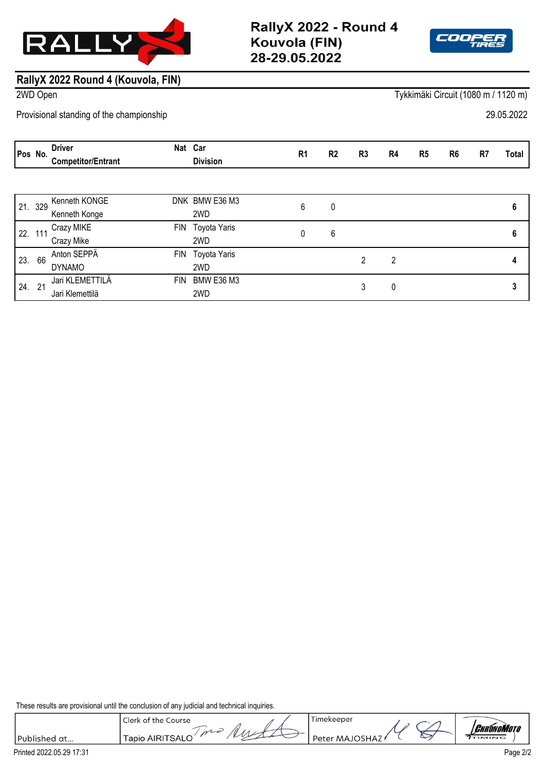# RallyX 2022 - Round 4
Kouvola (FIN)
28-29.05.2022

## RallyX 2022 Round 4 (Kouvola, FIN)

2WD Open

Tykkimäki Circuit (1080 m / 1120 m)

Provisional standing of the championship

29.05.2022

| Pos | No. | Driver / Competitor/Entrant | Nat | Car / Division | R1 | R2 | R3 | R4 | R5 | R6 | R7 | Total |
|---|---|---|---|---|---|---|---|---|---|---|---|---|
| 21. | 329 | Kenneth KONGE / Kenneth Konge | DNK | BMW E36 M3 / 2WD | 6 | 0 | | | | | | **6** |
| 22. | 111 | Crazy MIKE / Crazy Mike | FIN | Toyota Yaris / 2WD | 0 | 6 | | | | | | **6** |
| 23. | 66 | Anton SEPPÄ / DYNAMO | FIN | Toyota Yaris / 2WD | | | 2 | 2 | | | | **4** |
| 24. | 21 | Jari KLEMETTILÄ / Jari Klemettilä | FIN | BMW E36 M3 / 2WD | | | 3 | 0 | | | | **3** |

These results are provisional until the conclusion of any judicial and technical inquiries.

| Published at... | Clerk of the Course: Tapio AIRITSALO | Timekeeper: Peter MAJOSHAZ | ChronoMoto Timing |
|---|---|---|---|

Printed 2022.05.29 17:31